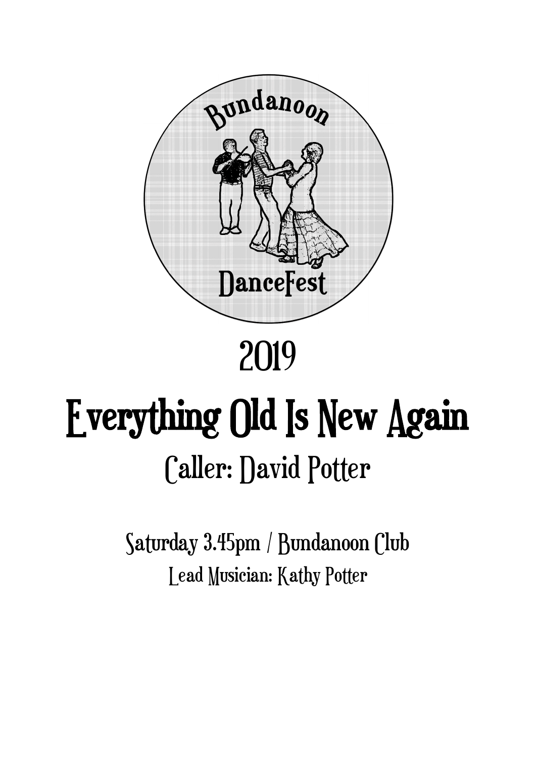Bundanoon

DanceFest

# 2019

# Everything Old Is New Again

## Caller: David Potter

Saturday 3.45pm / Bundanoon Club

Lead Musician: Kathy Potter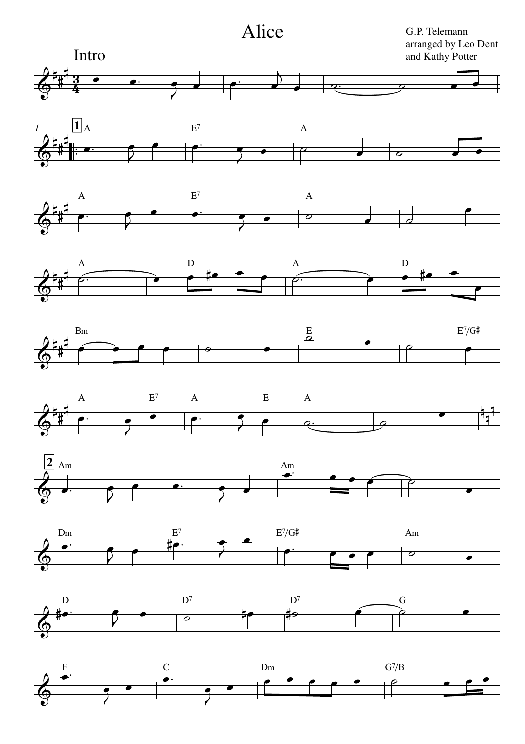# Alice

G.P. Telemann
arranged by Leo Dent
and Kathy Potter

Intro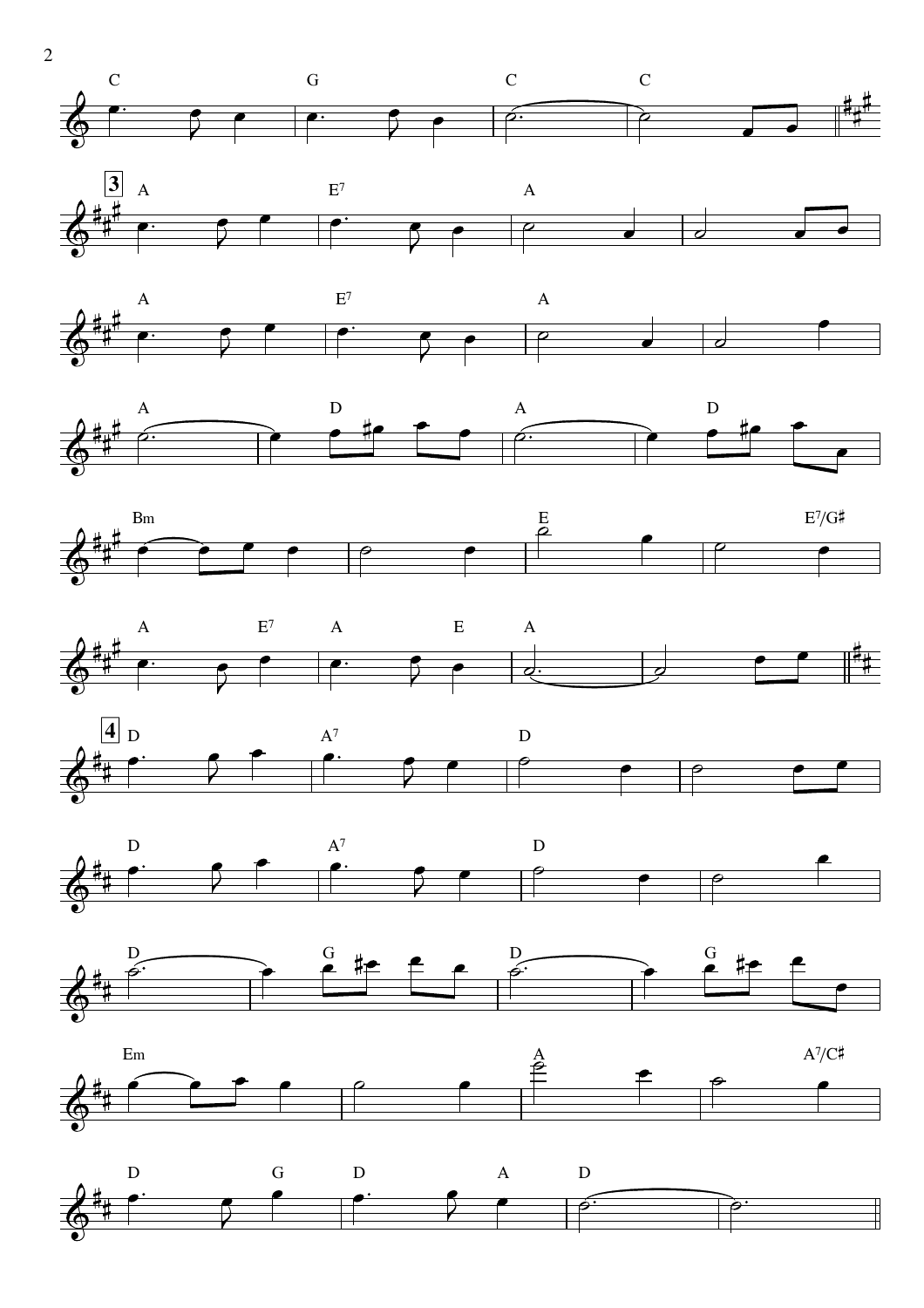C G C C

**3** A $E^7$ A

A $E^7$ A

A D A D

Bm E $E^7/G\sharp$

A $E^7$ A E A

**4** D $A^7$ D

D $A^7$ D

D G D G

Em A $A^7/C\sharp$

D G D A D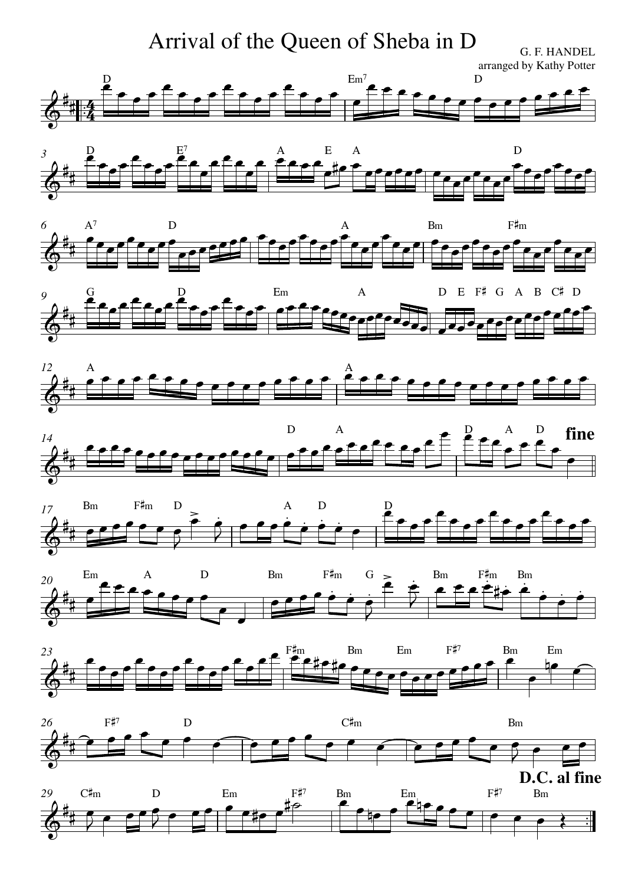# Arrival of the Queen of Sheba in D

G. F. HANDEL
arranged by Kathy Potter

fine

D.C. al fine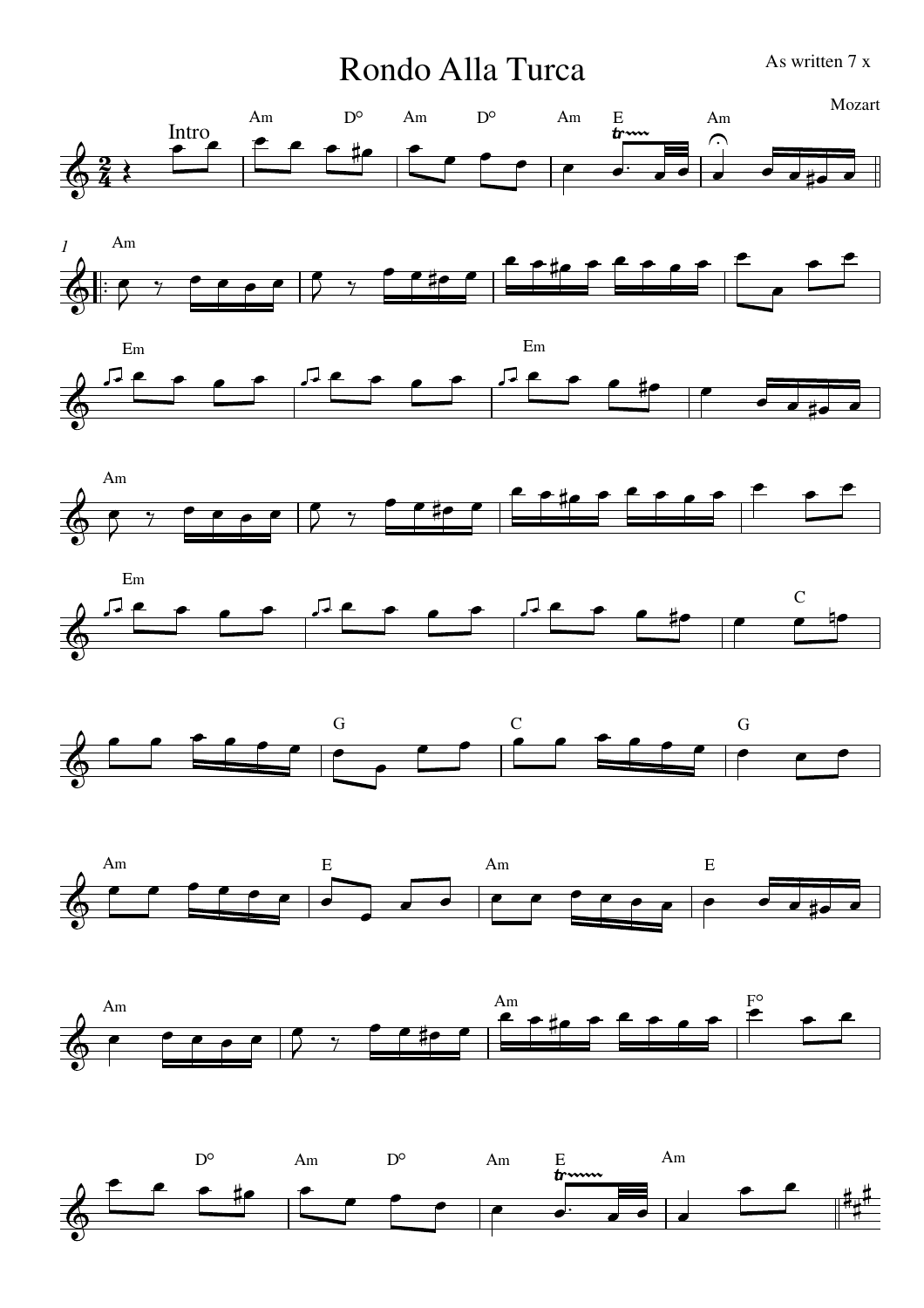# Rondo Alla Turca

As written 7 x

Mozart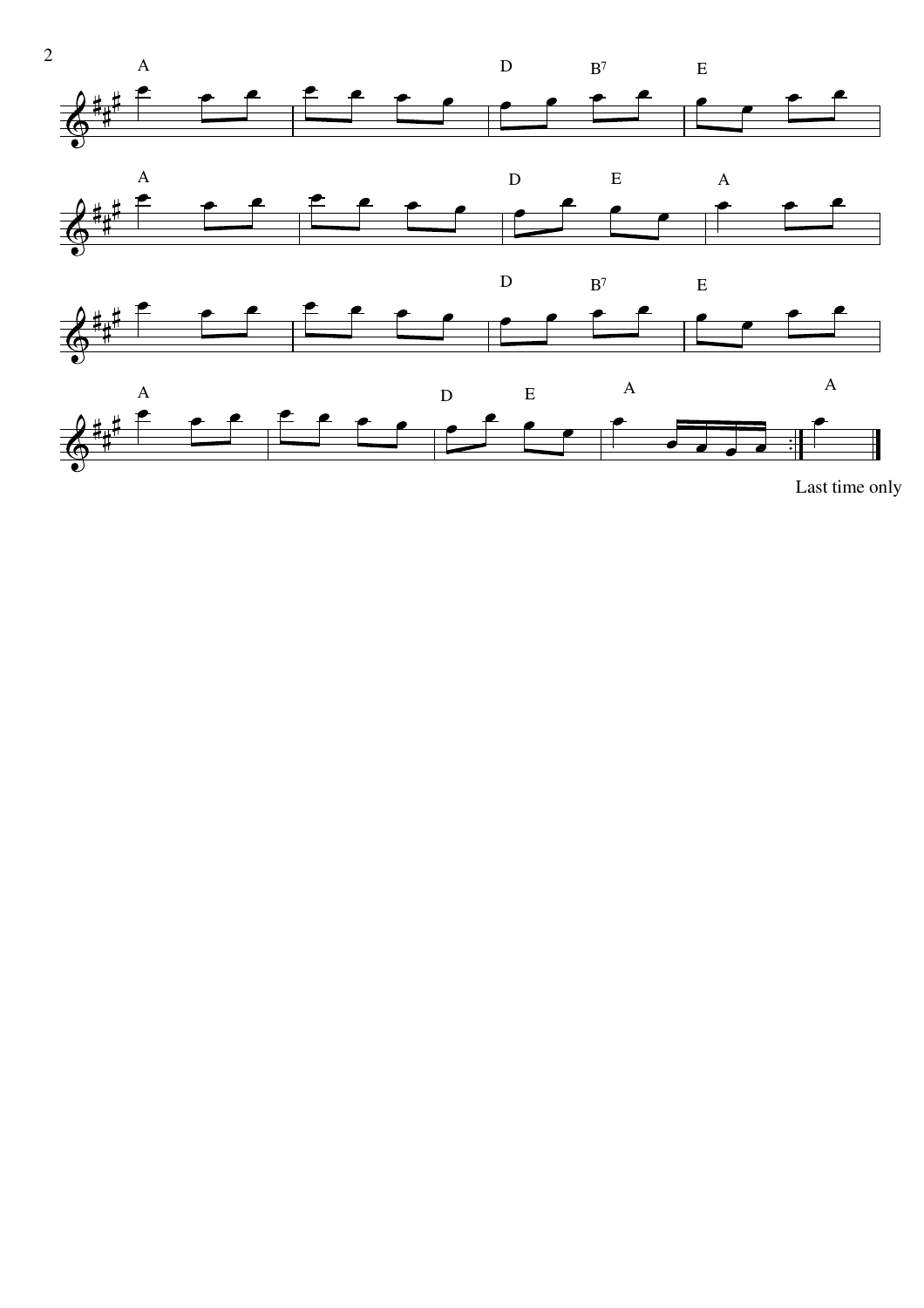Last time only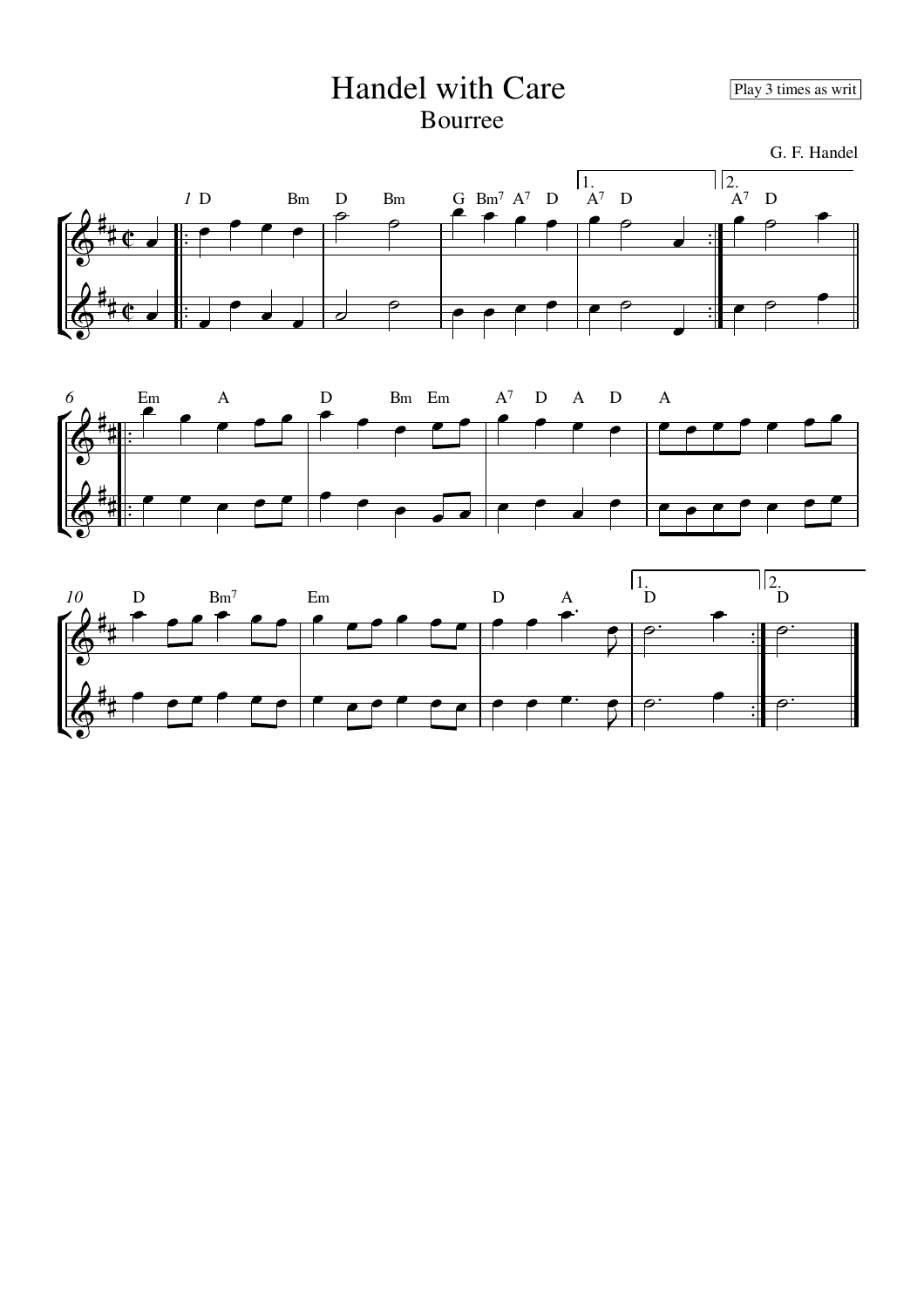# Handel with Care

## Bourree

Play 3 times as writ

G. F. Handel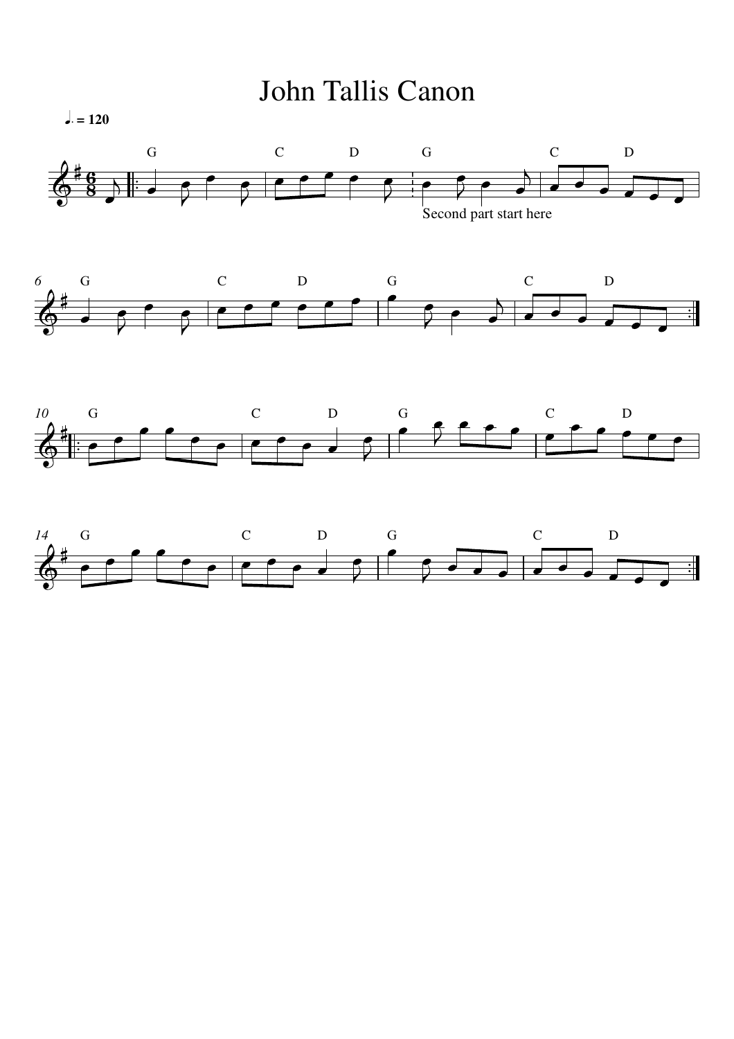# John Tallis Canon

♩. = 120

Second part start here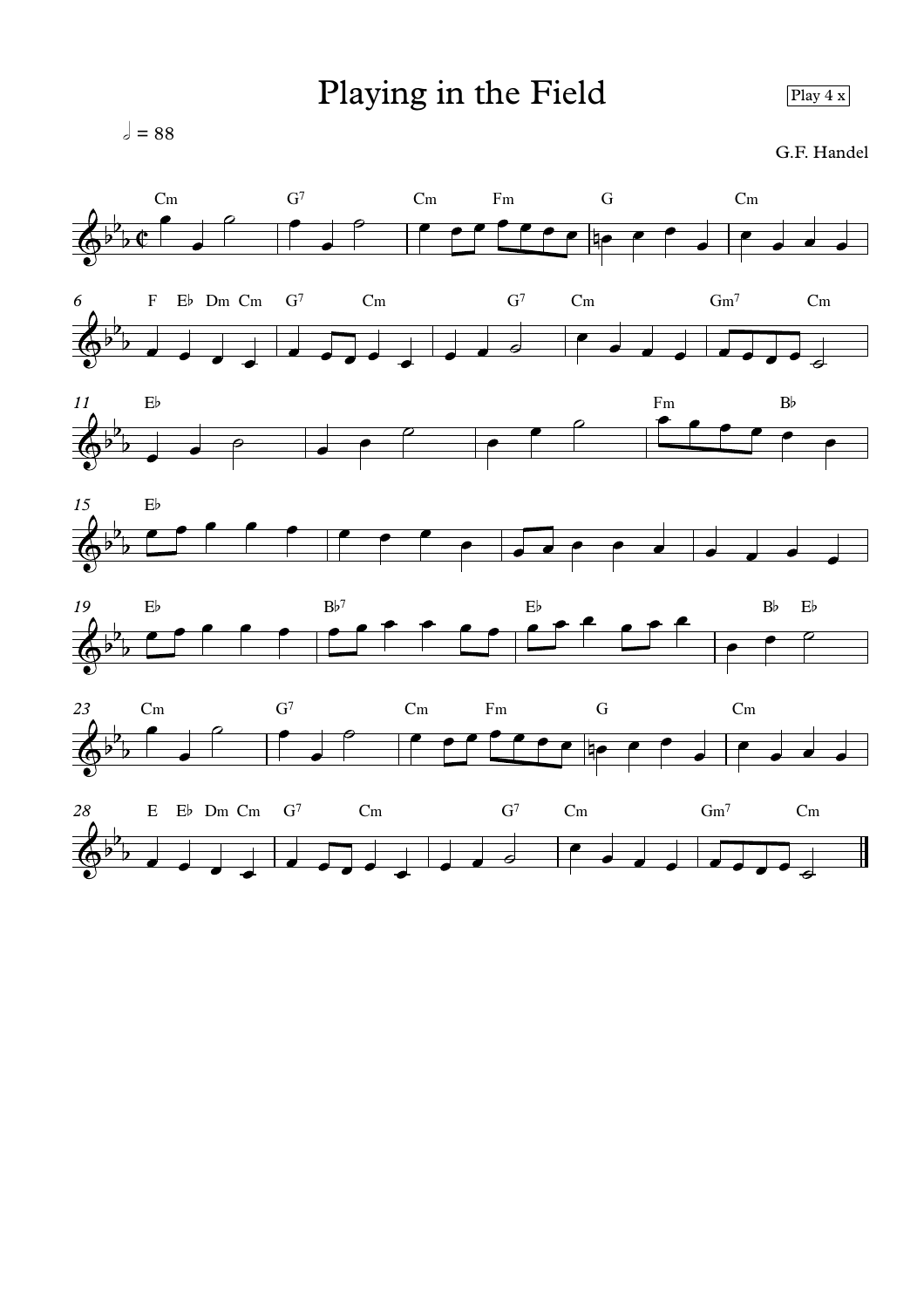# Playing in the Field

Play 4 x

𝅗𝅥 = 88

G.F. Handel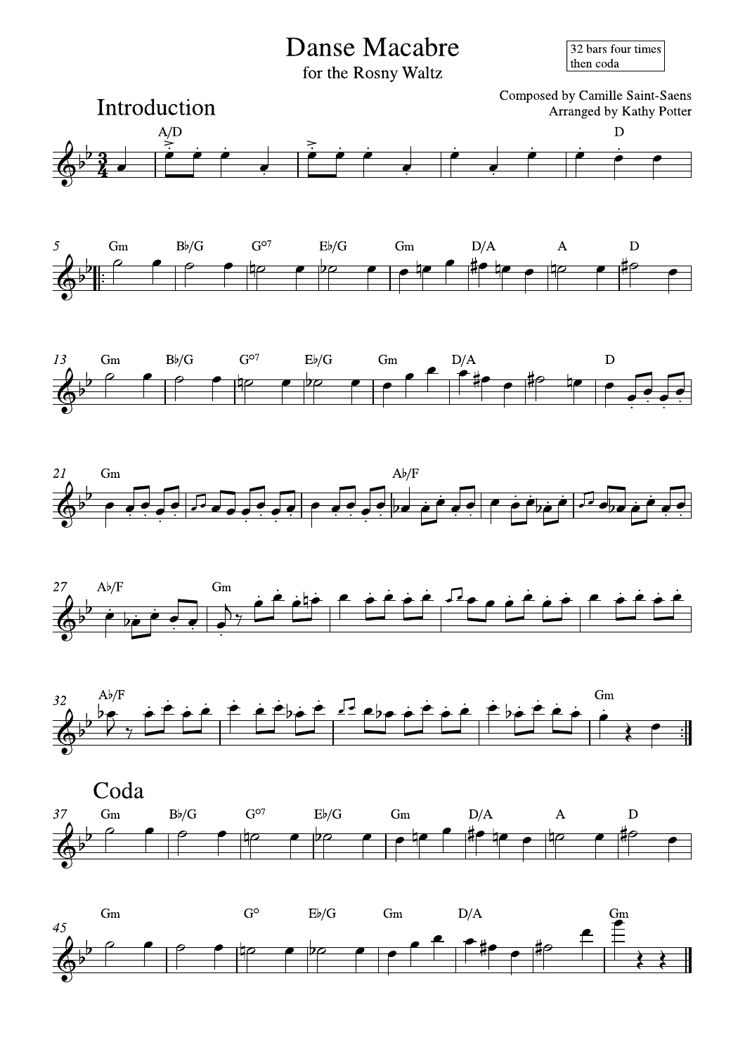# Danse Macabre

for the Rosny Waltz

32 bars four times then coda

Composed by Camille Saint-Saens
Arranged by Kathy Potter

## Introduction

## Coda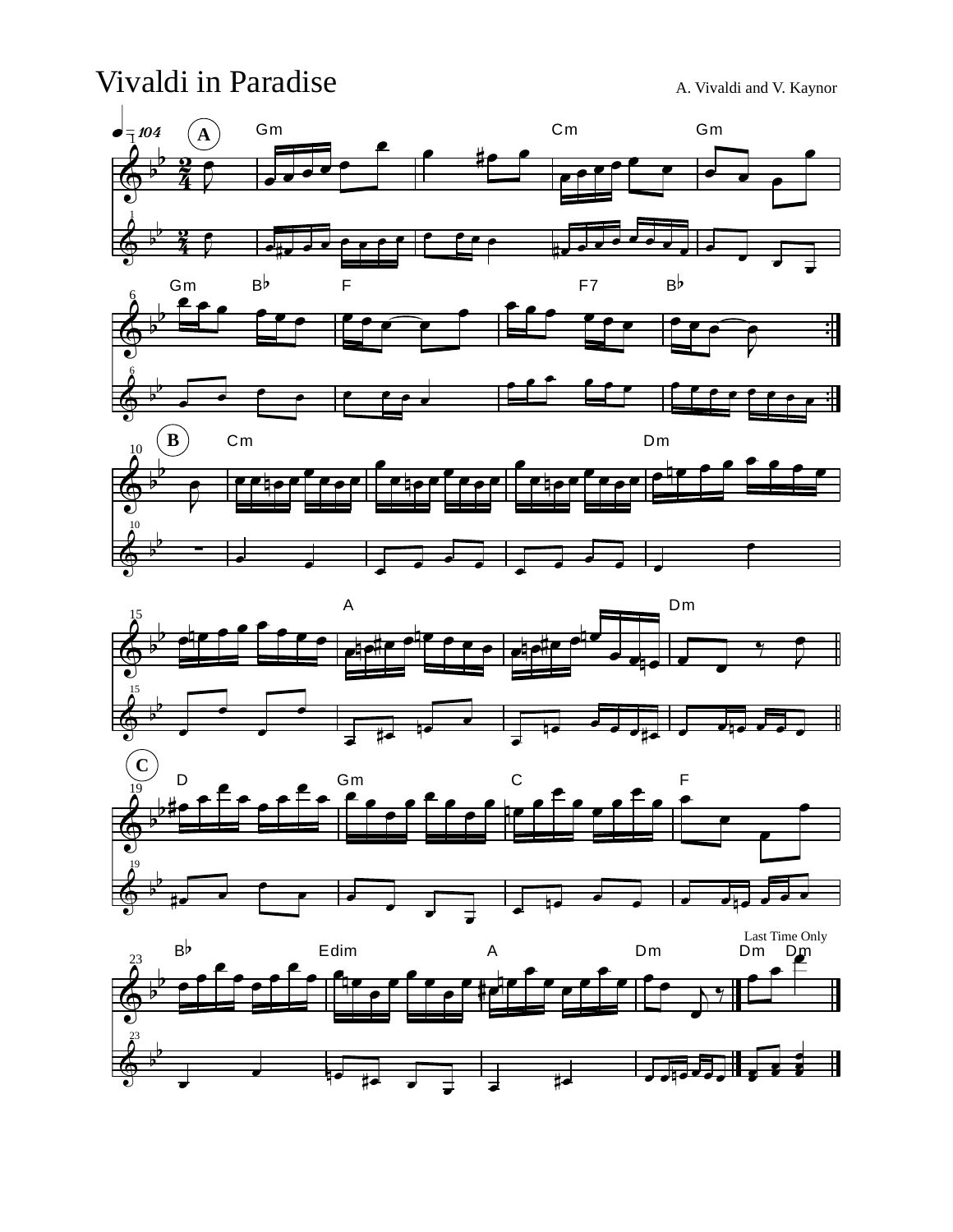# Vivaldi in Paradise

A. Vivaldi and V. Kaynor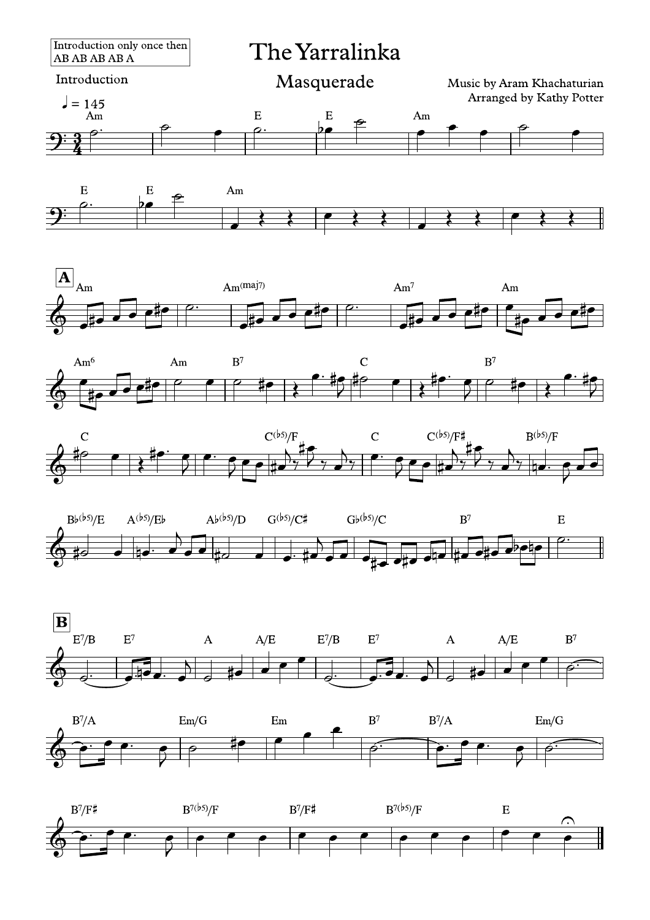Introduction only once then AB AB AB AB A

# The Yarralinka

## Masquerade

Music by Aram Khachaturian
Arranged by Kathy Potter

Introduction

♩ = 145

Am E E Am

E E Am

**A**

Am Am(maj7) Am7 Am

Am6 Am B7 C B7

C C(b5)/F C C(b5)/F♯ B(b5)/F

Bb(b5)/E A(b5)/Eb Ab(b5)/D G(b5)/C♯ Gb(b5)/C B7 E

**B**

E7/B E7 A A/E E7/B E7 A A/E B7

B7/A Em/G Em B7 B7/A Em/G

B7/F♯ B7(b5)/F B7/F♯ B7(b5)/F E